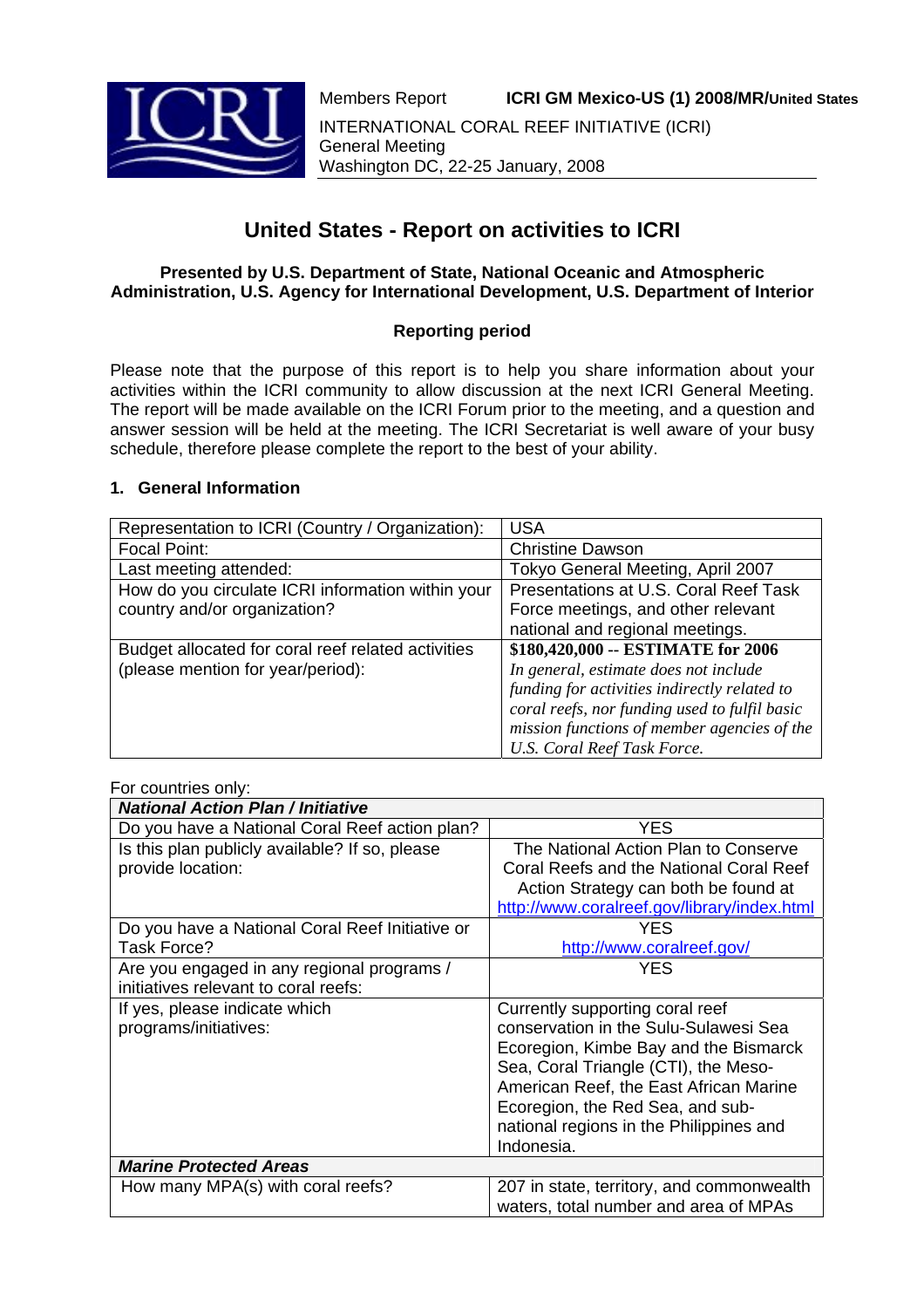Members Report **ICRI GM Mexico-US (1) 2008/MR/United States**

INTERNATIONAL CORAL REEF INITIATIVE (ICRI)
General Meeting
Washington DC, 22-25 January, 2008

# United States - Report on activities to ICRI

**Presented by U.S. Department of State, National Oceanic and Atmospheric Administration, U.S. Agency for International Development, U.S. Department of Interior**

**Reporting period**

Please note that the purpose of this report is to help you share information about your activities within the ICRI community to allow discussion at the next ICRI General Meeting. The report will be made available on the ICRI Forum prior to the meeting, and a question and answer session will be held at the meeting. The ICRI Secretariat is well aware of your busy schedule, therefore please complete the report to the best of your ability.

## 1. General Information

| | |
|---|---|
| Representation to ICRI (Country / Organization): | USA |
| Focal Point: | Christine Dawson |
| Last meeting attended: | Tokyo General Meeting, April 2007 |
| How do you circulate ICRI information within your country and/or organization? | Presentations at U.S. Coral Reef Task Force meetings, and other relevant national and regional meetings. |
| Budget allocated for coral reef related activities (please mention for year/period): | **$180,420,000 -- ESTIMATE for 2006** *In general, estimate does not include funding for activities indirectly related to coral reefs, nor funding used to fulfil basic mission functions of member agencies of the U.S. Coral Reef Task Force.* |

For countries only:

| ***National Action Plan / Initiative*** | |
|---|---|
| Do you have a National Coral Reef action plan? | YES |
| Is this plan publicly available? If so, please provide location: | The National Action Plan to Conserve Coral Reefs and the National Coral Reef Action Strategy can both be found at http://www.coralreef.gov/library/index.html |
| Do you have a National Coral Reef Initiative or Task Force? | YES http://www.coralreef.gov/ |
| Are you engaged in any regional programs / initiatives relevant to coral reefs: | YES |
| If yes, please indicate which programs/initiatives: | Currently supporting coral reef conservation in the Sulu-Sulawesi Sea Ecoregion, Kimbe Bay and the Bismarck Sea, Coral Triangle (CTI), the Meso-American Reef, the East African Marine Ecoregion, the Red Sea, and sub-national regions in the Philippines and Indonesia. |
| ***Marine Protected Areas*** | |
| How many MPA(s) with coral reefs? | 207 in state, territory, and commonwealth waters, total number and area of MPAs |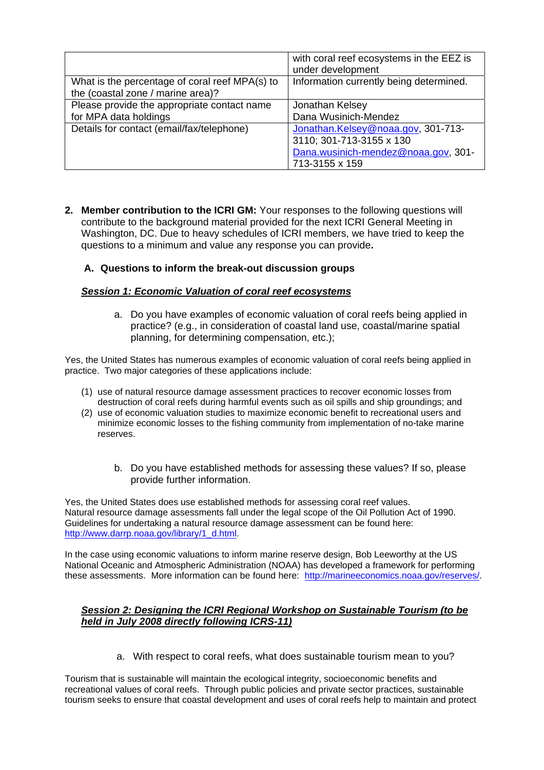|  |  |
| --- | --- |
|  | with coral reef ecosystems in the EEZ is under development |
| What is the percentage of coral reef MPA(s) to the (coastal zone / marine area)? | Information currently being determined. |
| Please provide the appropriate contact name for MPA data holdings | Jonathan Kelsey<br>Dana Wusinich-Mendez |
| Details for contact (email/fax/telephone) | Jonathan.Kelsey@noaa.gov, 301-713-3110; 301-713-3155 x 130<br>Dana.wusinich-mendez@noaa.gov, 301-713-3155 x 159 |

2. **Member contribution to the ICRI GM:** Your responses to the following questions will contribute to the background material provided for the next ICRI General Meeting in Washington, DC. Due to heavy schedules of ICRI members, we have tried to keep the questions to a minimum and value any response you can provide**.**

### A. Questions to inform the break-out discussion groups

***Session 1: Economic Valuation of coral reef ecosystems***

a. Do you have examples of economic valuation of coral reefs being applied in practice? (e.g., in consideration of coastal land use, coastal/marine spatial planning, for determining compensation, etc.);

Yes, the United States has numerous examples of economic valuation of coral reefs being applied in practice. Two major categories of these applications include:

(1) use of natural resource damage assessment practices to recover economic losses from destruction of coral reefs during harmful events such as oil spills and ship groundings; and
(2) use of economic valuation studies to maximize economic benefit to recreational users and minimize economic losses to the fishing community from implementation of no-take marine reserves.

b. Do you have established methods for assessing these values? If so, please provide further information.

Yes, the United States does use established methods for assessing coral reef values. Natural resource damage assessments fall under the legal scope of the Oil Pollution Act of 1990. Guidelines for undertaking a natural resource damage assessment can be found here: http://www.darrp.noaa.gov/library/1_d.html.

In the case using economic valuations to inform marine reserve design, Bob Leeworthy at the US National Oceanic and Atmospheric Administration (NOAA) has developed a framework for performing these assessments. More information can be found here: http://marineeconomics.noaa.gov/reserves/.

***Session 2: Designing the ICRI Regional Workshop on Sustainable Tourism (to be held in July 2008 directly following ICRS-11)***

a. With respect to coral reefs, what does sustainable tourism mean to you?

Tourism that is sustainable will maintain the ecological integrity, socioeconomic benefits and recreational values of coral reefs. Through public policies and private sector practices, sustainable tourism seeks to ensure that coastal development and uses of coral reefs help to maintain and protect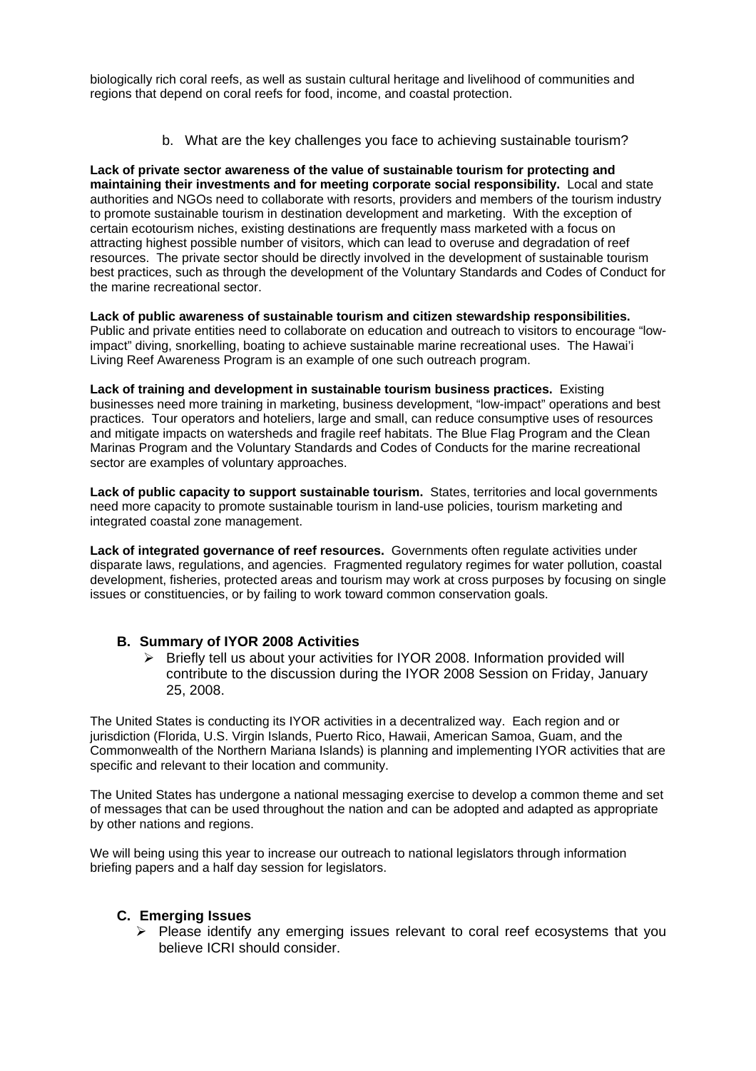biologically rich coral reefs, as well as sustain cultural heritage and livelihood of communities and regions that depend on coral reefs for food, income, and coastal protection.

b. What are the key challenges you face to achieving sustainable tourism?

**Lack of private sector awareness of the value of sustainable tourism for protecting and maintaining their investments and for meeting corporate social responsibility.** Local and state authorities and NGOs need to collaborate with resorts, providers and members of the tourism industry to promote sustainable tourism in destination development and marketing. With the exception of certain ecotourism niches, existing destinations are frequently mass marketed with a focus on attracting highest possible number of visitors, which can lead to overuse and degradation of reef resources. The private sector should be directly involved in the development of sustainable tourism best practices, such as through the development of the Voluntary Standards and Codes of Conduct for the marine recreational sector.

**Lack of public awareness of sustainable tourism and citizen stewardship responsibilities.** Public and private entities need to collaborate on education and outreach to visitors to encourage "low-impact" diving, snorkelling, boating to achieve sustainable marine recreational uses. The Hawai'i Living Reef Awareness Program is an example of one such outreach program.

**Lack of training and development in sustainable tourism business practices.** Existing businesses need more training in marketing, business development, "low-impact" operations and best practices. Tour operators and hoteliers, large and small, can reduce consumptive uses of resources and mitigate impacts on watersheds and fragile reef habitats. The Blue Flag Program and the Clean Marinas Program and the Voluntary Standards and Codes of Conducts for the marine recreational sector are examples of voluntary approaches.

**Lack of public capacity to support sustainable tourism.** States, territories and local governments need more capacity to promote sustainable tourism in land-use policies, tourism marketing and integrated coastal zone management.

**Lack of integrated governance of reef resources.** Governments often regulate activities under disparate laws, regulations, and agencies. Fragmented regulatory regimes for water pollution, coastal development, fisheries, protected areas and tourism may work at cross purposes by focusing on single issues or constituencies, or by failing to work toward common conservation goals.

## B. Summary of IYOR 2008 Activities

- Briefly tell us about your activities for IYOR 2008. Information provided will contribute to the discussion during the IYOR 2008 Session on Friday, January 25, 2008.

The United States is conducting its IYOR activities in a decentralized way. Each region and or jurisdiction (Florida, U.S. Virgin Islands, Puerto Rico, Hawaii, American Samoa, Guam, and the Commonwealth of the Northern Mariana Islands) is planning and implementing IYOR activities that are specific and relevant to their location and community.

The United States has undergone a national messaging exercise to develop a common theme and set of messages that can be used throughout the nation and can be adopted and adapted as appropriate by other nations and regions.

We will being using this year to increase our outreach to national legislators through information briefing papers and a half day session for legislators.

## C. Emerging Issues

- Please identify any emerging issues relevant to coral reef ecosystems that you believe ICRI should consider.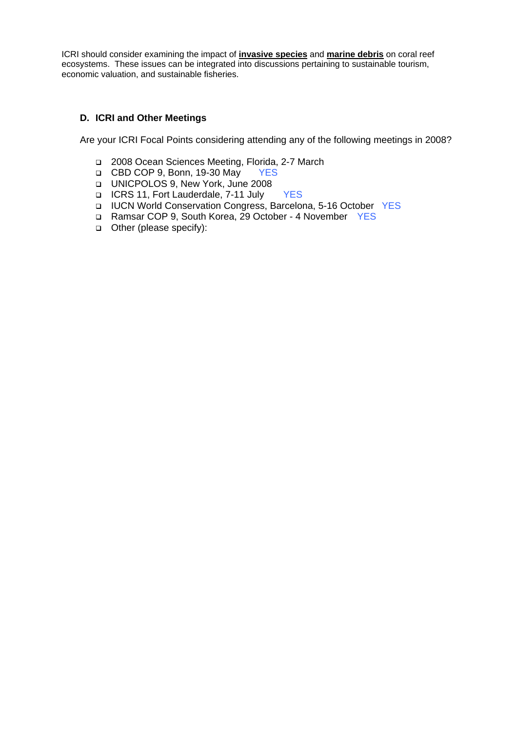ICRI should consider examining the impact of **invasive species** and **marine debris** on coral reef ecosystems. These issues can be integrated into discussions pertaining to sustainable tourism, economic valuation, and sustainable fisheries.

### D. ICRI and Other Meetings

Are your ICRI Focal Points considering attending any of the following meetings in 2008?

- 2008 Ocean Sciences Meeting, Florida, 2-7 March
- CBD COP 9, Bonn, 19-30 May YES
- UNICPOLOS 9, New York, June 2008
- ICRS 11, Fort Lauderdale, 7-11 July YES
- IUCN World Conservation Congress, Barcelona, 5-16 October YES
- Ramsar COP 9, South Korea, 29 October - 4 November YES
- Other (please specify):